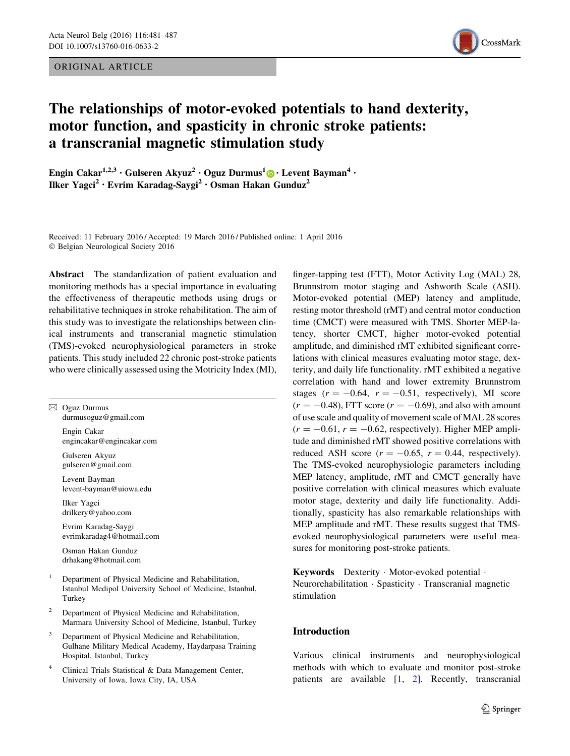ORIGINAL ARTICLE

# The relationships of motor-evoked potentials to hand dexterity, motor function, and spasticity in chronic stroke patients: a transcranial magnetic stimulation study

**Engin Cakar[1,2,3] · Gulseren Akyuz[2] · Oguz Durmus[1] · Levent Bayman[4] · Ilker Yagci[2] · Evrim Karadag-Saygi[2] · Osman Hakan Gunduz[2]**

Received: 11 February 2016 / Accepted: 19 March 2016 / Published online: 1 April 2016
© Belgian Neurological Society 2016

**Abstract** The standardization of patient evaluation and monitoring methods has a special importance in evaluating the effectiveness of therapeutic methods using drugs or rehabilitative techniques in stroke rehabilitation. The aim of this study was to investigate the relationships between clinical instruments and transcranial magnetic stimulation (TMS)-evoked neurophysiological parameters in stroke patients. This study included 22 chronic post-stroke patients who were clinically assessed using the Motricity Index (MI), finger-tapping test (FTT), Motor Activity Log (MAL) 28, Brunnstrom motor staging and Ashworth Scale (ASH). Motor-evoked potential (MEP) latency and amplitude, resting motor threshold (rMT) and central motor conduction time (CMCT) were measured with TMS. Shorter MEP-latency, shorter CMCT, higher motor-evoked potential amplitude, and diminished rMT exhibited significant correlations with clinical measures evaluating motor stage, dexterity, and daily life functionality. rMT exhibited a negative correlation with hand and lower extremity Brunnstrom stages ($r = -0.64$, $r = -0.51$, respectively), MI score ($r = -0.48$), FTT score ($r = -0.69$), and also with amount of use scale and quality of movement scale of MAL 28 scores ($r = -0.61$, $r = -0.62$, respectively). Higher MEP amplitude and diminished rMT showed positive correlations with reduced ASH score ($r = -0.65$, $r = 0.44$, respectively). The TMS-evoked neurophysiologic parameters including MEP latency, amplitude, rMT and CMCT generally have positive correlation with clinical measures which evaluate motor stage, dexterity and daily life functionality. Additionally, spasticity has also remarkable relationships with MEP amplitude and rMT. These results suggest that TMS-evoked neurophysiological parameters were useful measures for monitoring post-stroke patients.

**Keywords** Dexterity · Motor-evoked potential · Neurorehabilitation · Spasticity · Transcranial magnetic stimulation

✉ Oguz Durmus
durmusoguz@gmail.com

Engin Cakar
engincakar@engincakar.com

Gulseren Akyuz
gulseren@gmail.com

Levent Bayman
levent-bayman@uiowa.edu

Ilker Yagci
drilkery@yahoo.com

Evrim Karadag-Saygi
evrimkaradag4@hotmail.com

Osman Hakan Gunduz
drhakang@hotmail.com

[1] Department of Physical Medicine and Rehabilitation, Istanbul Medipol University School of Medicine, Istanbul, Turkey

[2] Department of Physical Medicine and Rehabilitation, Marmara University School of Medicine, Istanbul, Turkey

[3] Department of Physical Medicine and Rehabilitation, Gulhane Military Medical Academy, Haydarpasa Training Hospital, Istanbul, Turkey

[4] Clinical Trials Statistical & Data Management Center, University of Iowa, Iowa City, IA, USA

## Introduction

Various clinical instruments and neurophysiological methods with which to evaluate and monitor post-stroke patients are available [1, 2]. Recently, transcranial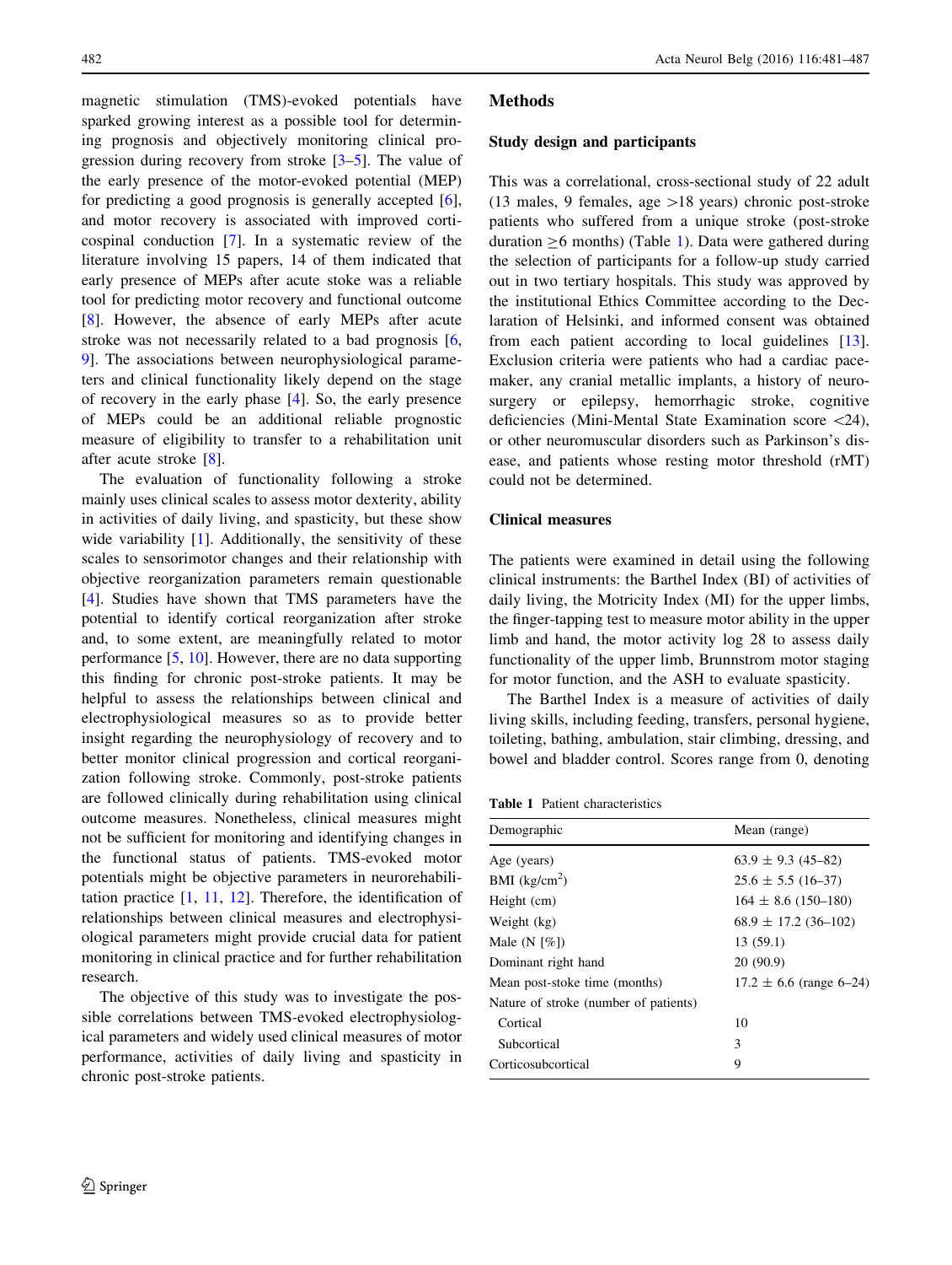magnetic stimulation (TMS)-evoked potentials have sparked growing interest as a possible tool for determining prognosis and objectively monitoring clinical progression during recovery from stroke [3–5]. The value of the early presence of the motor-evoked potential (MEP) for predicting a good prognosis is generally accepted [6], and motor recovery is associated with improved corticospinal conduction [7]. In a systematic review of the literature involving 15 papers, 14 of them indicated that early presence of MEPs after acute stoke was a reliable tool for predicting motor recovery and functional outcome [8]. However, the absence of early MEPs after acute stroke was not necessarily related to a bad prognosis [6, 9]. The associations between neurophysiological parameters and clinical functionality likely depend on the stage of recovery in the early phase [4]. So, the early presence of MEPs could be an additional reliable prognostic measure of eligibility to transfer to a rehabilitation unit after acute stroke [8].

The evaluation of functionality following a stroke mainly uses clinical scales to assess motor dexterity, ability in activities of daily living, and spasticity, but these show wide variability [1]. Additionally, the sensitivity of these scales to sensorimotor changes and their relationship with objective reorganization parameters remain questionable [4]. Studies have shown that TMS parameters have the potential to identify cortical reorganization after stroke and, to some extent, are meaningfully related to motor performance [5, 10]. However, there are no data supporting this finding for chronic post-stroke patients. It may be helpful to assess the relationships between clinical and electrophysiological measures so as to provide better insight regarding the neurophysiology of recovery and to better monitor clinical progression and cortical reorganization following stroke. Commonly, post-stroke patients are followed clinically during rehabilitation using clinical outcome measures. Nonetheless, clinical measures might not be sufficient for monitoring and identifying changes in the functional status of patients. TMS-evoked motor potentials might be objective parameters in neurorehabilitation practice [1, 11, 12]. Therefore, the identification of relationships between clinical measures and electrophysiological parameters might provide crucial data for patient monitoring in clinical practice and for further rehabilitation research.

The objective of this study was to investigate the possible correlations between TMS-evoked electrophysiological parameters and widely used clinical measures of motor performance, activities of daily living and spasticity in chronic post-stroke patients.

## Methods

### Study design and participants

This was a correlational, cross-sectional study of 22 adult (13 males, 9 females, age >18 years) chronic post-stroke patients who suffered from a unique stroke (post-stroke duration ≥6 months) (Table 1). Data were gathered during the selection of participants for a follow-up study carried out in two tertiary hospitals. This study was approved by the institutional Ethics Committee according to the Declaration of Helsinki, and informed consent was obtained from each patient according to local guidelines [13]. Exclusion criteria were patients who had a cardiac pacemaker, any cranial metallic implants, a history of neurosurgery or epilepsy, hemorrhagic stroke, cognitive deficiencies (Mini-Mental State Examination score <24), or other neuromuscular disorders such as Parkinson's disease, and patients whose resting motor threshold (rMT) could not be determined.

### Clinical measures

The patients were examined in detail using the following clinical instruments: the Barthel Index (BI) of activities of daily living, the Motricity Index (MI) for the upper limbs, the finger-tapping test to measure motor ability in the upper limb and hand, the motor activity log 28 to assess daily functionality of the upper limb, Brunnstrom motor staging for motor function, and the ASH to evaluate spasticity.

The Barthel Index is a measure of activities of daily living skills, including feeding, transfers, personal hygiene, toileting, bathing, ambulation, stair climbing, dressing, and bowel and bladder control. Scores range from 0, denoting

**Table 1** Patient characteristics

| Demographic | Mean (range) |
|---|---|
| Age (years) | 63.9 ± 9.3 (45–82) |
| BMI (kg/cm$^2$) | 25.6 ± 5.5 (16–37) |
| Height (cm) | 164 ± 8.6 (150–180) |
| Weight (kg) | 68.9 ± 17.2 (36–102) |
| Male (N [%]) | 13 (59.1) |
| Dominant right hand | 20 (90.9) |
| Mean post-stroke time (months) | 17.2 ± 6.6 (range 6–24) |
| Nature of stroke (number of patients) | |
| Cortical | 10 |
| Subcortical | 3 |
| Corticosubcortical | 9 |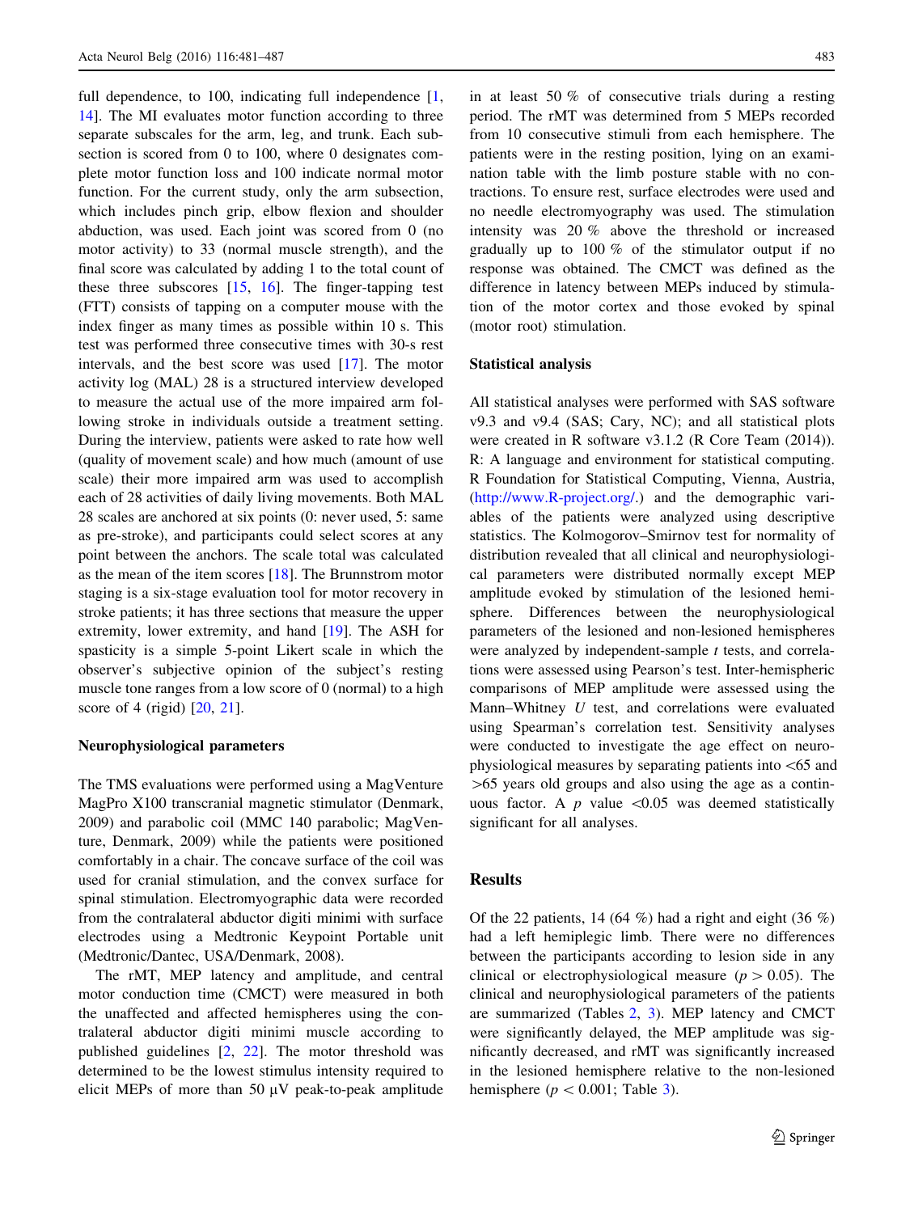full dependence, to 100, indicating full independence [1, 14]. The MI evaluates motor function according to three separate subscales for the arm, leg, and trunk. Each subsection is scored from 0 to 100, where 0 designates complete motor function loss and 100 indicate normal motor function. For the current study, only the arm subsection, which includes pinch grip, elbow flexion and shoulder abduction, was used. Each joint was scored from 0 (no motor activity) to 33 (normal muscle strength), and the final score was calculated by adding 1 to the total count of these three subscores [15, 16]. The finger-tapping test (FTT) consists of tapping on a computer mouse with the index finger as many times as possible within 10 s. This test was performed three consecutive times with 30-s rest intervals, and the best score was used [17]. The motor activity log (MAL) 28 is a structured interview developed to measure the actual use of the more impaired arm following stroke in individuals outside a treatment setting. During the interview, patients were asked to rate how well (quality of movement scale) and how much (amount of use scale) their more impaired arm was used to accomplish each of 28 activities of daily living movements. Both MAL 28 scales are anchored at six points (0: never used, 5: same as pre-stroke), and participants could select scores at any point between the anchors. The scale total was calculated as the mean of the item scores [18]. The Brunnstrom motor staging is a six-stage evaluation tool for motor recovery in stroke patients; it has three sections that measure the upper extremity, lower extremity, and hand [19]. The ASH for spasticity is a simple 5-point Likert scale in which the observer's subjective opinion of the subject's resting muscle tone ranges from a low score of 0 (normal) to a high score of 4 (rigid) [20, 21].

### Neurophysiological parameters

The TMS evaluations were performed using a MagVenture MagPro X100 transcranial magnetic stimulator (Denmark, 2009) and parabolic coil (MMC 140 parabolic; MagVenture, Denmark, 2009) while the patients were positioned comfortably in a chair. The concave surface of the coil was used for cranial stimulation, and the convex surface for spinal stimulation. Electromyographic data were recorded from the contralateral abductor digiti minimi with surface electrodes using a Medtronic Keypoint Portable unit (Medtronic/Dantec, USA/Denmark, 2008).

The rMT, MEP latency and amplitude, and central motor conduction time (CMCT) were measured in both the unaffected and affected hemispheres using the contralateral abductor digiti minimi muscle according to published guidelines [2, 22]. The motor threshold was determined to be the lowest stimulus intensity required to elicit MEPs of more than 50 μV peak-to-peak amplitude in at least 50 % of consecutive trials during a resting period. The rMT was determined from 5 MEPs recorded from 10 consecutive stimuli from each hemisphere. The patients were in the resting position, lying on an examination table with the limb posture stable with no contractions. To ensure rest, surface electrodes were used and no needle electromyography was used. The stimulation intensity was 20 % above the threshold or increased gradually up to 100 % of the stimulator output if no response was obtained. The CMCT was defined as the difference in latency between MEPs induced by stimulation of the motor cortex and those evoked by spinal (motor root) stimulation.

### Statistical analysis

All statistical analyses were performed with SAS software v9.3 and v9.4 (SAS; Cary, NC); and all statistical plots were created in R software v3.1.2 (R Core Team (2014)). R: A language and environment for statistical computing. R Foundation for Statistical Computing, Vienna, Austria, (http://www.R-project.org/.) and the demographic variables of the patients were analyzed using descriptive statistics. The Kolmogorov–Smirnov test for normality of distribution revealed that all clinical and neurophysiological parameters were distributed normally except MEP amplitude evoked by stimulation of the lesioned hemisphere. Differences between the neurophysiological parameters of the lesioned and non-lesioned hemispheres were analyzed by independent-sample *t* tests, and correlations were assessed using Pearson's test. Inter-hemispheric comparisons of MEP amplitude were assessed using the Mann–Whitney *U* test, and correlations were evaluated using Spearman's correlation test. Sensitivity analyses were conducted to investigate the age effect on neurophysiological measures by separating patients into <65 and >65 years old groups and also using the age as a continuous factor. A $p$ value $<0.05$ was deemed statistically significant for all analyses.

## Results

Of the 22 patients, 14 (64 %) had a right and eight (36 %) had a left hemiplegic limb. There were no differences between the participants according to lesion side in any clinical or electrophysiological measure ($p > 0.05$). The clinical and neurophysiological parameters of the patients are summarized (Tables 2, 3). MEP latency and CMCT were significantly delayed, the MEP amplitude was significantly decreased, and rMT was significantly increased in the lesioned hemisphere relative to the non-lesioned hemisphere ($p < 0.001$; Table 3).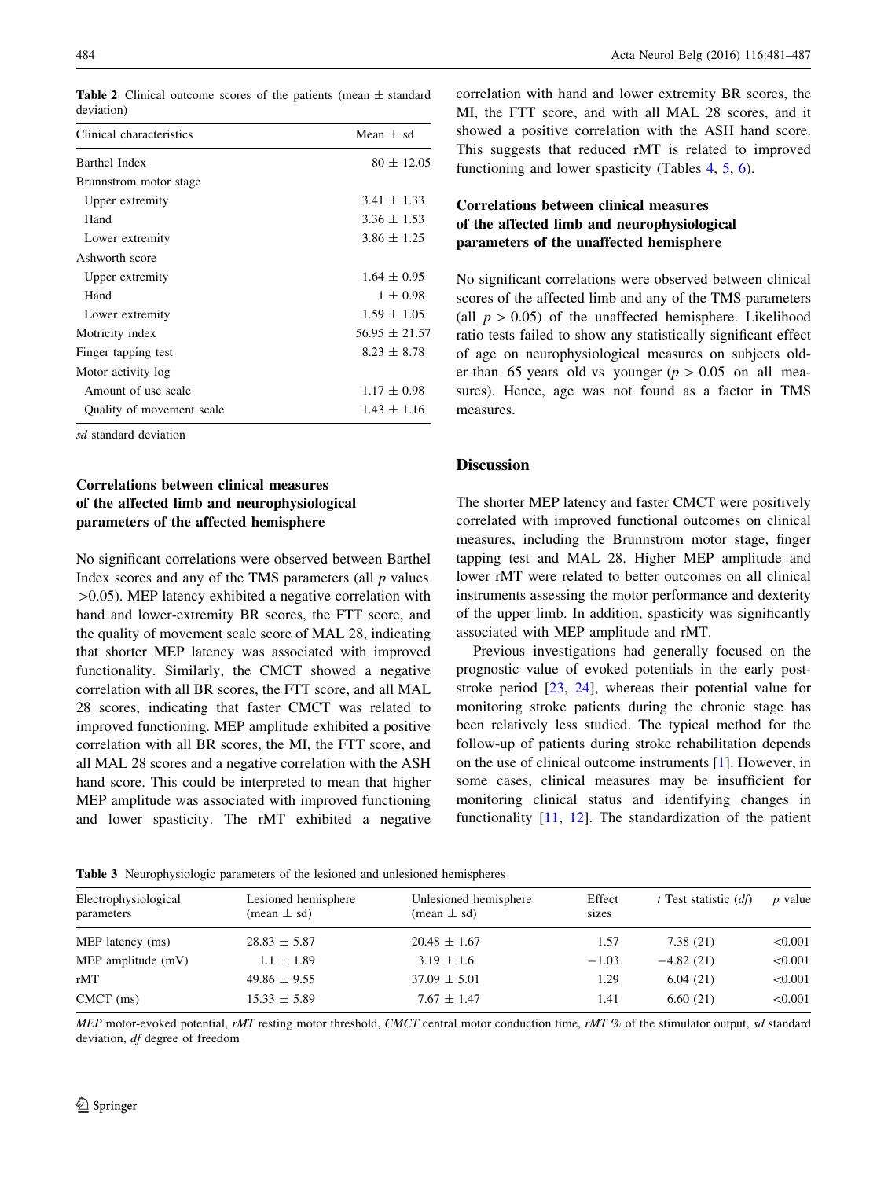**Table 2** Clinical outcome scores of the patients (mean ± standard deviation)

| Clinical characteristics | Mean ± sd |
|---|---|
| Barthel Index | 80 ± 12.05 |
| Brunnstrom motor stage | |
| Upper extremity | 3.41 ± 1.33 |
| Hand | 3.36 ± 1.53 |
| Lower extremity | 3.86 ± 1.25 |
| Ashworth score | |
| Upper extremity | 1.64 ± 0.95 |
| Hand | 1 ± 0.98 |
| Lower extremity | 1.59 ± 1.05 |
| Motricity index | 56.95 ± 21.57 |
| Finger tapping test | 8.23 ± 8.78 |
| Motor activity log | |
| Amount of use scale | 1.17 ± 0.98 |
| Quality of movement scale | 1.43 ± 1.16 |

*sd* standard deviation

### Correlations between clinical measures of the affected limb and neurophysiological parameters of the affected hemisphere

No significant correlations were observed between Barthel Index scores and any of the TMS parameters (all $p$ values $>0.05$). MEP latency exhibited a negative correlation with hand and lower-extremity BR scores, the FTT score, and the quality of movement scale score of MAL 28, indicating that shorter MEP latency was associated with improved functionality. Similarly, the CMCT showed a negative correlation with all BR scores, the FTT score, and all MAL 28 scores, indicating that faster CMCT was related to improved functioning. MEP amplitude exhibited a positive correlation with all BR scores, the MI, the FTT score, and all MAL 28 scores and a negative correlation with the ASH hand score. This could be interpreted to mean that higher MEP amplitude was associated with improved functioning and lower spasticity. The rMT exhibited a negative correlation with hand and lower extremity BR scores, the MI, the FTT score, and with all MAL 28 scores, and it showed a positive correlation with the ASH hand score. This suggests that reduced rMT is related to improved functioning and lower spasticity (Tables 4, 5, 6).

### Correlations between clinical measures of the affected limb and neurophysiological parameters of the unaffected hemisphere

No significant correlations were observed between clinical scores of the affected limb and any of the TMS parameters (all $p > 0.05$) of the unaffected hemisphere. Likelihood ratio tests failed to show any statistically significant effect of age on neurophysiological measures on subjects older than 65 years old vs younger ($p > 0.05$ on all measures). Hence, age was not found as a factor in TMS measures.

## Discussion

The shorter MEP latency and faster CMCT were positively correlated with improved functional outcomes on clinical measures, including the Brunnstrom motor stage, finger tapping test and MAL 28. Higher MEP amplitude and lower rMT were related to better outcomes on all clinical instruments assessing the motor performance and dexterity of the upper limb. In addition, spasticity was significantly associated with MEP amplitude and rMT.

Previous investigations had generally focused on the prognostic value of evoked potentials in the early post-stroke period [23, 24], whereas their potential value for monitoring stroke patients during the chronic stage has been relatively less studied. The typical method for the follow-up of patients during stroke rehabilitation depends on the use of clinical outcome instruments [1]. However, in some cases, clinical measures may be insufficient for monitoring clinical status and identifying changes in functionality [11, 12]. The standardization of the patient

**Table 3** Neurophysiologic parameters of the lesioned and unlesioned hemispheres

| Electrophysiological parameters | Lesioned hemisphere (mean ± sd) | Unlesioned hemisphere (mean ± sd) | Effect sizes | *t* Test statistic (*df*) | *p* value |
|---|---|---|---|---|---|
| MEP latency (ms) | 28.83 ± 5.87 | 20.48 ± 1.67 | 1.57 | 7.38 (21) | <0.001 |
| MEP amplitude (mV) | 1.1 ± 1.89 | 3.19 ± 1.6 | −1.03 | −4.82 (21) | <0.001 |
| rMT | 49.86 ± 9.55 | 37.09 ± 5.01 | 1.29 | 6.04 (21) | <0.001 |
| CMCT (ms) | 15.33 ± 5.89 | 7.67 ± 1.47 | 1.41 | 6.60 (21) | <0.001 |

*MEP* motor-evoked potential, *rMT* resting motor threshold, *CMCT* central motor conduction time, *rMT* % of the stimulator output, *sd* standard deviation, *df* degree of freedom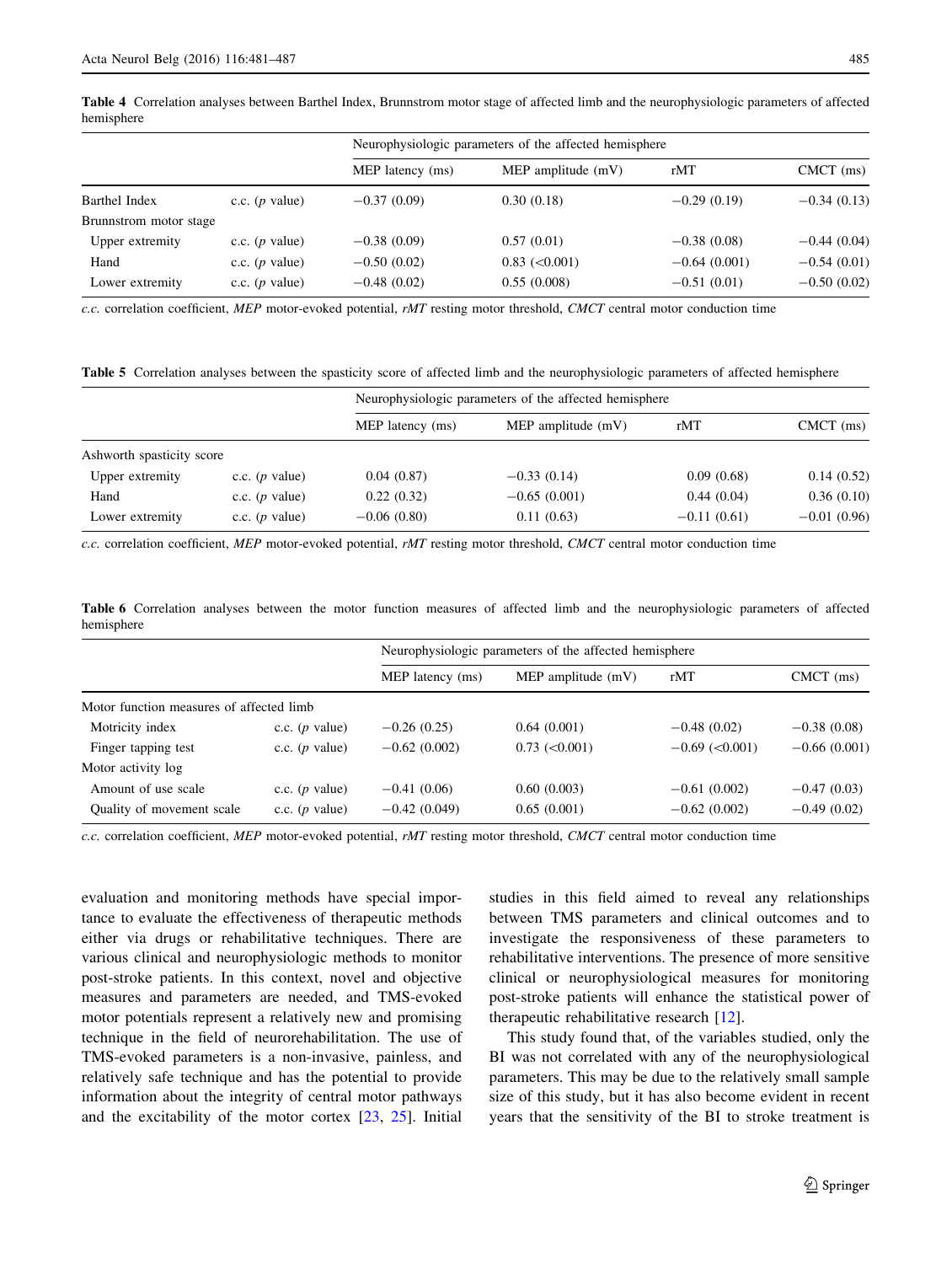**Table 4** Correlation analyses between Barthel Index, Brunnstrom motor stage of affected limb and the neurophysiologic parameters of affected hemisphere

| | | Neurophysiologic parameters of the affected hemisphere | | | |
|---|---|---|---|---|---|
| | | MEP latency (ms) | MEP amplitude (mV) | rMT | CMCT (ms) |
| Barthel Index | c.c. (*p* value) | −0.37 (0.09) | 0.30 (0.18) | −0.29 (0.19) | −0.34 (0.13) |
| Brunnstrom motor stage | | | | | |
| Upper extremity | c.c. (*p* value) | −0.38 (0.09) | 0.57 (0.01) | −0.38 (0.08) | −0.44 (0.04) |
| Hand | c.c. (*p* value) | −0.50 (0.02) | 0.83 (<0.001) | −0.64 (0.001) | −0.54 (0.01) |
| Lower extremity | c.c. (*p* value) | −0.48 (0.02) | 0.55 (0.008) | −0.51 (0.01) | −0.50 (0.02) |

*c.c.* correlation coefficient, *MEP* motor-evoked potential, *rMT* resting motor threshold, *CMCT* central motor conduction time

**Table 5** Correlation analyses between the spasticity score of affected limb and the neurophysiologic parameters of affected hemisphere

| | | Neurophysiologic parameters of the affected hemisphere | | | |
|---|---|---|---|---|---|
| | | MEP latency (ms) | MEP amplitude (mV) | rMT | CMCT (ms) |
| Ashworth spasticity score | | | | | |
| Upper extremity | c.c. (*p* value) | 0.04 (0.87) | −0.33 (0.14) | 0.09 (0.68) | 0.14 (0.52) |
| Hand | c.c. (*p* value) | 0.22 (0.32) | −0.65 (0.001) | 0.44 (0.04) | 0.36 (0.10) |
| Lower extremity | c.c. (*p* value) | −0.06 (0.80) | 0.11 (0.63) | −0.11 (0.61) | −0.01 (0.96) |

*c.c.* correlation coefficient, *MEP* motor-evoked potential, *rMT* resting motor threshold, *CMCT* central motor conduction time

**Table 6** Correlation analyses between the motor function measures of affected limb and the neurophysiologic parameters of affected hemisphere

| | | Neurophysiologic parameters of the affected hemisphere | | | |
|---|---|---|---|---|---|
| | | MEP latency (ms) | MEP amplitude (mV) | rMT | CMCT (ms) |
| Motor function measures of affected limb | | | | | |
| Motricity index | c.c. (*p* value) | −0.26 (0.25) | 0.64 (0.001) | −0.48 (0.02) | −0.38 (0.08) |
| Finger tapping test | c.c. (*p* value) | −0.62 (0.002) | 0.73 (<0.001) | −0.69 (<0.001) | −0.66 (0.001) |
| Motor activity log | | | | | |
| Amount of use scale | c.c. (*p* value) | −0.41 (0.06) | 0.60 (0.003) | −0.61 (0.002) | −0.47 (0.03) |
| Quality of movement scale | c.c. (*p* value) | −0.42 (0.049) | 0.65 (0.001) | −0.62 (0.002) | −0.49 (0.02) |

*c.c.* correlation coefficient, *MEP* motor-evoked potential, *rMT* resting motor threshold, *CMCT* central motor conduction time

evaluation and monitoring methods have special importance to evaluate the effectiveness of therapeutic methods either via drugs or rehabilitative techniques. There are various clinical and neurophysiologic methods to monitor post-stroke patients. In this context, novel and objective measures and parameters are needed, and TMS-evoked motor potentials represent a relatively new and promising technique in the field of neurorehabilitation. The use of TMS-evoked parameters is a non-invasive, painless, and relatively safe technique and has the potential to provide information about the integrity of central motor pathways and the excitability of the motor cortex [23, 25]. Initial studies in this field aimed to reveal any relationships between TMS parameters and clinical outcomes and to investigate the responsiveness of these parameters to rehabilitative interventions. The presence of more sensitive clinical or neurophysiological measures for monitoring post-stroke patients will enhance the statistical power of therapeutic rehabilitative research [12].

This study found that, of the variables studied, only the BI was not correlated with any of the neurophysiological parameters. This may be due to the relatively small sample size of this study, but it has also become evident in recent years that the sensitivity of the BI to stroke treatment is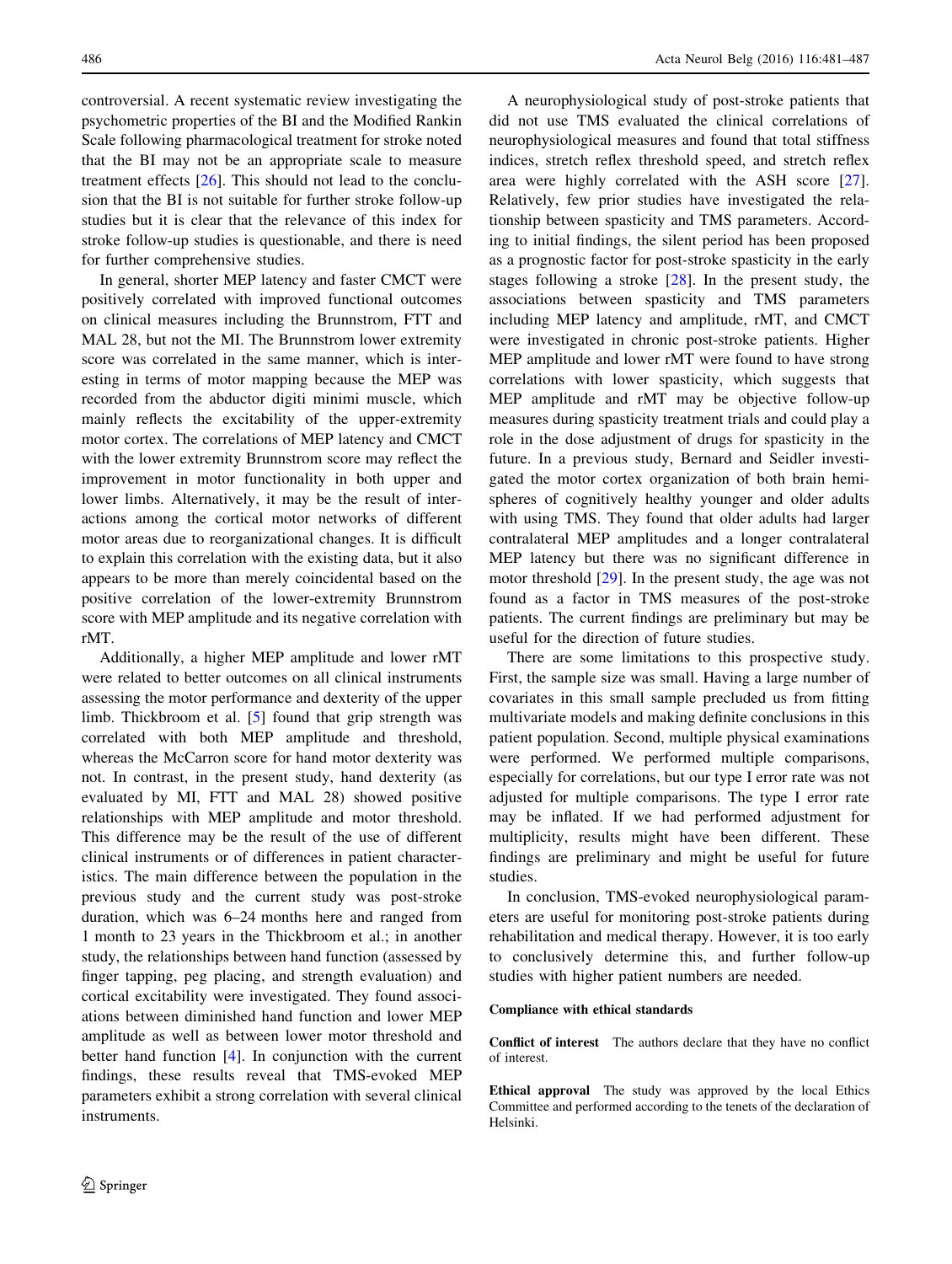controversial. A recent systematic review investigating the psychometric properties of the BI and the Modified Rankin Scale following pharmacological treatment for stroke noted that the BI may not be an appropriate scale to measure treatment effects [26]. This should not lead to the conclusion that the BI is not suitable for further stroke follow-up studies but it is clear that the relevance of this index for stroke follow-up studies is questionable, and there is need for further comprehensive studies.

In general, shorter MEP latency and faster CMCT were positively correlated with improved functional outcomes on clinical measures including the Brunnstrom, FTT and MAL 28, but not the MI. The Brunnstrom lower extremity score was correlated in the same manner, which is interesting in terms of motor mapping because the MEP was recorded from the abductor digiti minimi muscle, which mainly reflects the excitability of the upper-extremity motor cortex. The correlations of MEP latency and CMCT with the lower extremity Brunnstrom score may reflect the improvement in motor functionality in both upper and lower limbs. Alternatively, it may be the result of interactions among the cortical motor networks of different motor areas due to reorganizational changes. It is difficult to explain this correlation with the existing data, but it also appears to be more than merely coincidental based on the positive correlation of the lower-extremity Brunnstrom score with MEP amplitude and its negative correlation with rMT.

Additionally, a higher MEP amplitude and lower rMT were related to better outcomes on all clinical instruments assessing the motor performance and dexterity of the upper limb. Thickbroom et al. [5] found that grip strength was correlated with both MEP amplitude and threshold, whereas the McCarron score for hand motor dexterity was not. In contrast, in the present study, hand dexterity (as evaluated by MI, FTT and MAL 28) showed positive relationships with MEP amplitude and motor threshold. This difference may be the result of the use of different clinical instruments or of differences in patient characteristics. The main difference between the population in the previous study and the current study was post-stroke duration, which was 6–24 months here and ranged from 1 month to 23 years in the Thickbroom et al.; in another study, the relationships between hand function (assessed by finger tapping, peg placing, and strength evaluation) and cortical excitability were investigated. They found associations between diminished hand function and lower MEP amplitude as well as between lower motor threshold and better hand function [4]. In conjunction with the current findings, these results reveal that TMS-evoked MEP parameters exhibit a strong correlation with several clinical instruments.

A neurophysiological study of post-stroke patients that did not use TMS evaluated the clinical correlations of neurophysiological measures and found that total stiffness indices, stretch reflex threshold speed, and stretch reflex area were highly correlated with the ASH score [27]. Relatively, few prior studies have investigated the relationship between spasticity and TMS parameters. According to initial findings, the silent period has been proposed as a prognostic factor for post-stroke spasticity in the early stages following a stroke [28]. In the present study, the associations between spasticity and TMS parameters including MEP latency and amplitude, rMT, and CMCT were investigated in chronic post-stroke patients. Higher MEP amplitude and lower rMT were found to have strong correlations with lower spasticity, which suggests that MEP amplitude and rMT may be objective follow-up measures during spasticity treatment trials and could play a role in the dose adjustment of drugs for spasticity in the future. In a previous study, Bernard and Seidler investigated the motor cortex organization of both brain hemispheres of cognitively healthy younger and older adults with using TMS. They found that older adults had larger contralateral MEP amplitudes and a longer contralateral MEP latency but there was no significant difference in motor threshold [29]. In the present study, the age was not found as a factor in TMS measures of the post-stroke patients. The current findings are preliminary but may be useful for the direction of future studies.

There are some limitations to this prospective study. First, the sample size was small. Having a large number of covariates in this small sample precluded us from fitting multivariate models and making definite conclusions in this patient population. Second, multiple physical examinations were performed. We performed multiple comparisons, especially for correlations, but our type I error rate was not adjusted for multiple comparisons. The type I error rate may be inflated. If we had performed adjustment for multiplicity, results might have been different. These findings are preliminary and might be useful for future studies.

In conclusion, TMS-evoked neurophysiological parameters are useful for monitoring post-stroke patients during rehabilitation and medical therapy. However, it is too early to conclusively determine this, and further follow-up studies with higher patient numbers are needed.

#### Compliance with ethical standards

**Conflict of interest** The authors declare that they have no conflict of interest.

**Ethical approval** The study was approved by the local Ethics Committee and performed according to the tenets of the declaration of Helsinki.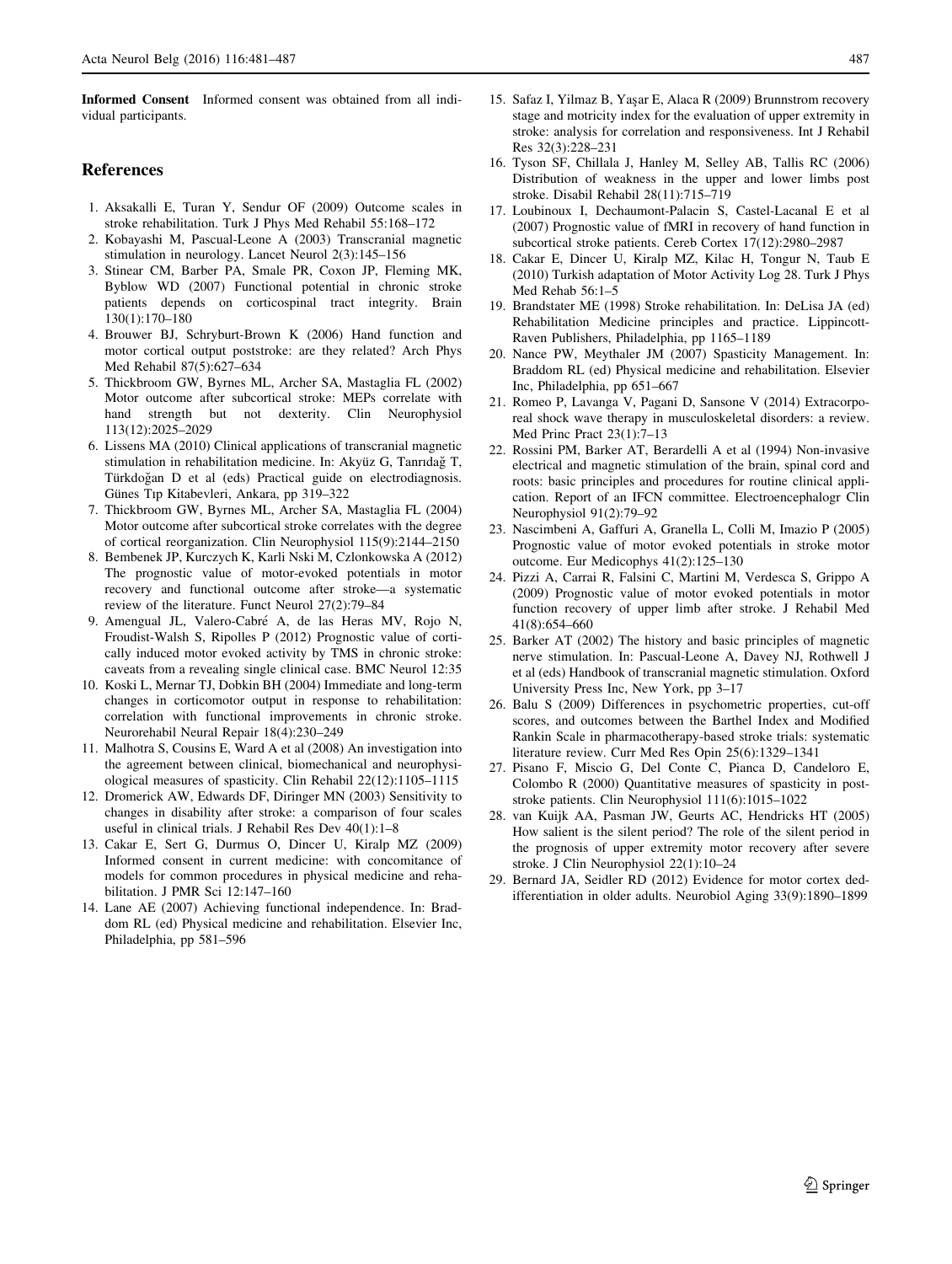**Informed Consent** Informed consent was obtained from all individual participants.

## References

1. Aksakalli E, Turan Y, Sendur OF (2009) Outcome scales in stroke rehabilitation. Turk J Phys Med Rehabil 55:168–172
2. Kobayashi M, Pascual-Leone A (2003) Transcranial magnetic stimulation in neurology. Lancet Neurol 2(3):145–156
3. Stinear CM, Barber PA, Smale PR, Coxon JP, Fleming MK, Byblow WD (2007) Functional potential in chronic stroke patients depends on corticospinal tract integrity. Brain 130(1):170–180
4. Brouwer BJ, Schryburt-Brown K (2006) Hand function and motor cortical output poststroke: are they related? Arch Phys Med Rehabil 87(5):627–634
5. Thickbroom GW, Byrnes ML, Archer SA, Mastaglia FL (2002) Motor outcome after subcortical stroke: MEPs correlate with hand strength but not dexterity. Clin Neurophysiol 113(12):2025–2029
6. Lissens MA (2010) Clinical applications of transcranial magnetic stimulation in rehabilitation medicine. In: Akyüz G, Tanrıdağ T, Türkdoğan D et al (eds) Practical guide on electrodiagnosis. Güneş Tıp Kitabevleri, Ankara, pp 319–322
7. Thickbroom GW, Byrnes ML, Archer SA, Mastaglia FL (2004) Motor outcome after subcortical stroke correlates with the degree of cortical reorganization. Clin Neurophysiol 115(9):2144–2150
8. Bembenek JP, Kurczych K, Karli Nski M, Czlonkowska A (2012) The prognostic value of motor-evoked potentials in motor recovery and functional outcome after stroke—a systematic review of the literature. Funct Neurol 27(2):79–84
9. Amengual JL, Valero-Cabré A, de las Heras MV, Rojo N, Froudist-Walsh S, Ripolles P (2012) Prognostic value of cortically induced motor evoked activity by TMS in chronic stroke: caveats from a revealing single clinical case. BMC Neurol 12:35
10. Koski L, Mernar TJ, Dobkin BH (2004) Immediate and long-term changes in corticomotor output in response to rehabilitation: correlation with functional improvements in chronic stroke. Neurorehabil Neural Repair 18(4):230–249
11. Malhotra S, Cousins E, Ward A et al (2008) An investigation into the agreement between clinical, biomechanical and neurophysiological measures of spasticity. Clin Rehabil 22(12):1105–1115
12. Dromerick AW, Edwards DF, Diringer MN (2003) Sensitivity to changes in disability after stroke: a comparison of four scales useful in clinical trials. J Rehabil Res Dev 40(1):1–8
13. Cakar E, Sert G, Durmus O, Dincer U, Kiralp MZ (2009) Informed consent in current medicine: with concomitance of models for common procedures in physical medicine and rehabilitation. J PMR Sci 12:147–160
14. Lane AE (2007) Achieving functional independence. In: Braddom RL (ed) Physical medicine and rehabilitation. Elsevier Inc, Philadelphia, pp 581–596
15. Safaz I, Yilmaz B, Yaşar E, Alaca R (2009) Brunnstrom recovery stage and motricity index for the evaluation of upper extremity in stroke: analysis for correlation and responsiveness. Int J Rehabil Res 32(3):228–231
16. Tyson SF, Chillala J, Hanley M, Selley AB, Tallis RC (2006) Distribution of weakness in the upper and lower limbs post stroke. Disabil Rehabil 28(11):715–719
17. Loubinoux I, Dechaumont-Palacin S, Castel-Lacanal E et al (2007) Prognostic value of fMRI in recovery of hand function in subcortical stroke patients. Cereb Cortex 17(12):2980–2987
18. Cakar E, Dincer U, Kiralp MZ, Kilac H, Tongur N, Taub E (2010) Turkish adaptation of Motor Activity Log 28. Turk J Phys Med Rehab 56:1–5
19. Brandstater ME (1998) Stroke rehabilitation. In: DeLisa JA (ed) Rehabilitation Medicine principles and practice. Lippincott-Raven Publishers, Philadelphia, pp 1165–1189
20. Nance PW, Meythaler JM (2007) Spasticity Management. In: Braddom RL (ed) Physical medicine and rehabilitation. Elsevier Inc, Philadelphia, pp 651–667
21. Romeo P, Lavanga V, Pagani D, Sansone V (2014) Extracorporeal shock wave therapy in musculoskeletal disorders: a review. Med Princ Pract 23(1):7–13
22. Rossini PM, Barker AT, Berardelli A et al (1994) Non-invasive electrical and magnetic stimulation of the brain, spinal cord and roots: basic principles and procedures for routine clinical application. Report of an IFCN committee. Electroencephalogr Clin Neurophysiol 91(2):79–92
23. Nascimbeni A, Gaffuri A, Granella L, Colli M, Imazio P (2005) Prognostic value of motor evoked potentials in stroke motor outcome. Eur Medicophys 41(2):125–130
24. Pizzi A, Carrai R, Falsini C, Martini M, Verdesca S, Grippo A (2009) Prognostic value of motor evoked potentials in motor function recovery of upper limb after stroke. J Rehabil Med 41(8):654–660
25. Barker AT (2002) The history and basic principles of magnetic nerve stimulation. In: Pascual-Leone A, Davey NJ, Rothwell J et al (eds) Handbook of transcranial magnetic stimulation. Oxford University Press Inc, New York, pp 3–17
26. Balu S (2009) Differences in psychometric properties, cut-off scores, and outcomes between the Barthel Index and Modified Rankin Scale in pharmacotherapy-based stroke trials: systematic literature review. Curr Med Res Opin 25(6):1329–1341
27. Pisano F, Miscio G, Del Conte C, Pianca D, Candeloro E, Colombo R (2000) Quantitative measures of spasticity in post-stroke patients. Clin Neurophysiol 111(6):1015–1022
28. van Kuijk AA, Pasman JW, Geurts AC, Hendricks HT (2005) How salient is the silent period? The role of the silent period in the prognosis of upper extremity motor recovery after severe stroke. J Clin Neurophysiol 22(1):10–24
29. Bernard JA, Seidler RD (2012) Evidence for motor cortex dedifferentiation in older adults. Neurobiol Aging 33(9):1890–1899